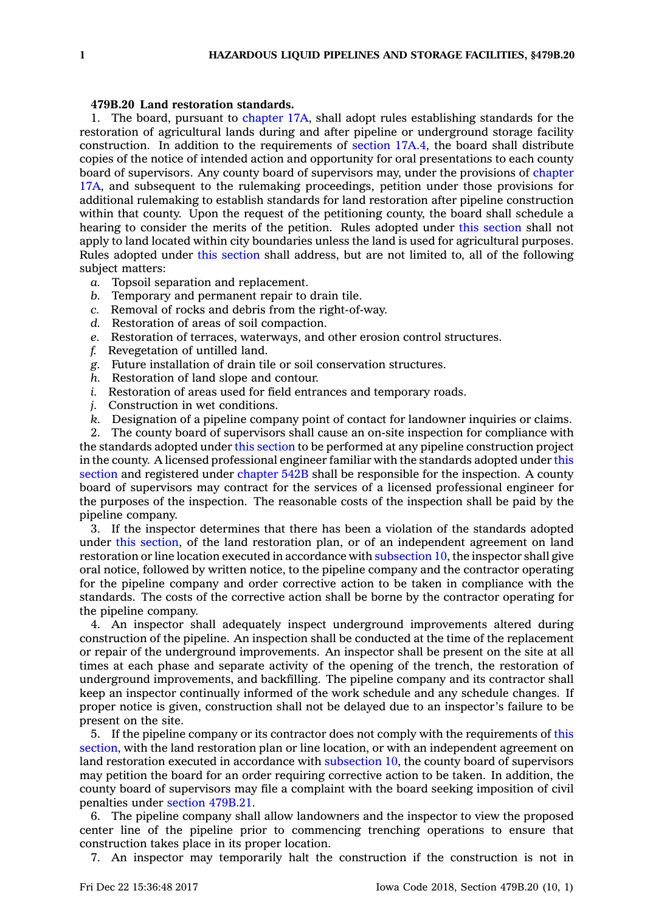**479B.20 Land restoration standards.**

1. The board, pursuant to chapter 17A, shall adopt rules establishing standards for the restoration of agricultural lands during and after pipeline or underground storage facility construction. In addition to the requirements of section 17A.4, the board shall distribute copies of the notice of intended action and opportunity for oral presentations to each county board of supervisors. Any county board of supervisors may, under the provisions of chapter 17A, and subsequent to the rulemaking proceedings, petition under those provisions for additional rulemaking to establish standards for land restoration after pipeline construction within that county. Upon the request of the petitioning county, the board shall schedule a hearing to consider the merits of the petition. Rules adopted under this section shall not apply to land located within city boundaries unless the land is used for agricultural purposes. Rules adopted under this section shall address, but are not limited to, all of the following subject matters:

*a.* Topsoil separation and replacement.

*b.* Temporary and permanent repair to drain tile.

*c.* Removal of rocks and debris from the right-of-way.

*d.* Restoration of areas of soil compaction.

*e.* Restoration of terraces, waterways, and other erosion control structures.

*f.* Revegetation of untilled land.

*g.* Future installation of drain tile or soil conservation structures.

*h.* Restoration of land slope and contour.

*i.* Restoration of areas used for field entrances and temporary roads.

*j.* Construction in wet conditions.

*k.* Designation of a pipeline company point of contact for landowner inquiries or claims.

2. The county board of supervisors shall cause an on-site inspection for compliance with the standards adopted under this section to be performed at any pipeline construction project in the county. A licensed professional engineer familiar with the standards adopted under this section and registered under chapter 542B shall be responsible for the inspection. A county board of supervisors may contract for the services of a licensed professional engineer for the purposes of the inspection. The reasonable costs of the inspection shall be paid by the pipeline company.

3. If the inspector determines that there has been a violation of the standards adopted under this section, of the land restoration plan, or of an independent agreement on land restoration or line location executed in accordance with subsection 10, the inspector shall give oral notice, followed by written notice, to the pipeline company and the contractor operating for the pipeline company and order corrective action to be taken in compliance with the standards. The costs of the corrective action shall be borne by the contractor operating for the pipeline company.

4. An inspector shall adequately inspect underground improvements altered during construction of the pipeline. An inspection shall be conducted at the time of the replacement or repair of the underground improvements. An inspector shall be present on the site at all times at each phase and separate activity of the opening of the trench, the restoration of underground improvements, and backfilling. The pipeline company and its contractor shall keep an inspector continually informed of the work schedule and any schedule changes. If proper notice is given, construction shall not be delayed due to an inspector's failure to be present on the site.

5. If the pipeline company or its contractor does not comply with the requirements of this section, with the land restoration plan or line location, or with an independent agreement on land restoration executed in accordance with subsection 10, the county board of supervisors may petition the board for an order requiring corrective action to be taken. In addition, the county board of supervisors may file a complaint with the board seeking imposition of civil penalties under section 479B.21.

6. The pipeline company shall allow landowners and the inspector to view the proposed center line of the pipeline prior to commencing trenching operations to ensure that construction takes place in its proper location.

7. An inspector may temporarily halt the construction if the construction is not in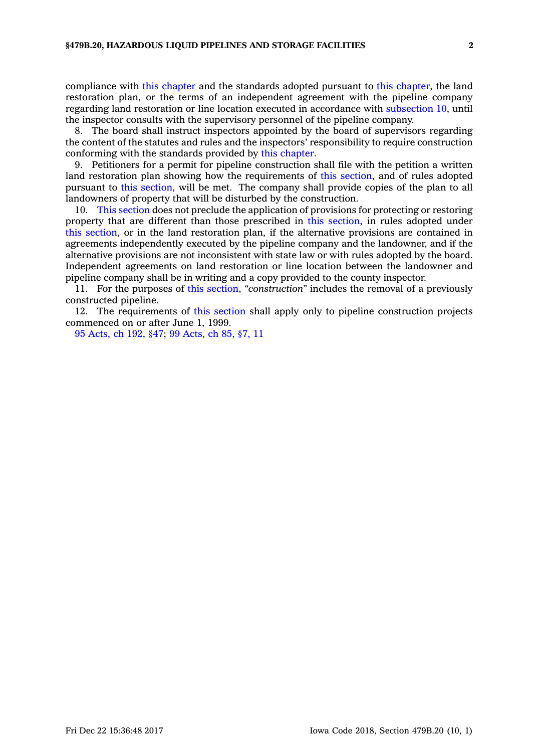compliance with this chapter and the standards adopted pursuant to this chapter, the land restoration plan, or the terms of an independent agreement with the pipeline company regarding land restoration or line location executed in accordance with subsection 10, until the inspector consults with the supervisory personnel of the pipeline company.

8. The board shall instruct inspectors appointed by the board of supervisors regarding the content of the statutes and rules and the inspectors' responsibility to require construction conforming with the standards provided by this chapter.

9. Petitioners for a permit for pipeline construction shall file with the petition a written land restoration plan showing how the requirements of this section, and of rules adopted pursuant to this section, will be met. The company shall provide copies of the plan to all landowners of property that will be disturbed by the construction.

10. This section does not preclude the application of provisions for protecting or restoring property that are different than those prescribed in this section, in rules adopted under this section, or in the land restoration plan, if the alternative provisions are contained in agreements independently executed by the pipeline company and the landowner, and if the alternative provisions are not inconsistent with state law or with rules adopted by the board. Independent agreements on land restoration or line location between the landowner and pipeline company shall be in writing and a copy provided to the county inspector.

11. For the purposes of this section, "*construction*" includes the removal of a previously constructed pipeline.

12. The requirements of this section shall apply only to pipeline construction projects commenced on or after June 1, 1999.

95 Acts, ch 192, §47; 99 Acts, ch 85, §7, 11